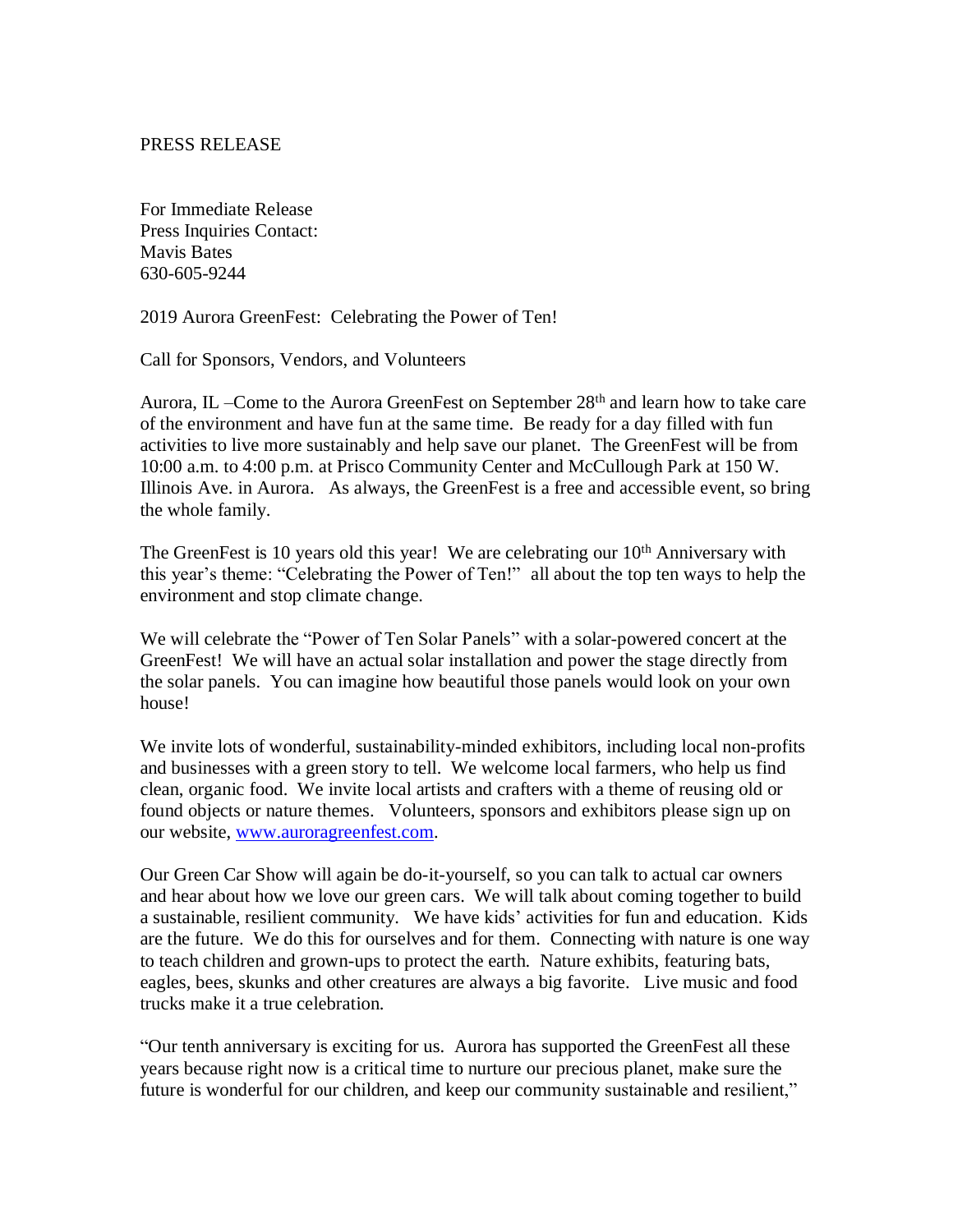PRESS RELEASE

For Immediate Release
Press Inquiries Contact:
Mavis Bates
630-605-9244

2019 Aurora GreenFest: Celebrating the Power of Ten!

Call for Sponsors, Vendors, and Volunteers

Aurora, IL –Come to the Aurora GreenFest on September 28th and learn how to take care of the environment and have fun at the same time. Be ready for a day filled with fun activities to live more sustainably and help save our planet. The GreenFest will be from 10:00 a.m. to 4:00 p.m. at Prisco Community Center and McCullough Park at 150 W. Illinois Ave. in Aurora. As always, the GreenFest is a free and accessible event, so bring the whole family.

The GreenFest is 10 years old this year! We are celebrating our 10th Anniversary with this year's theme: "Celebrating the Power of Ten!" all about the top ten ways to help the environment and stop climate change.

We will celebrate the "Power of Ten Solar Panels" with a solar-powered concert at the GreenFest! We will have an actual solar installation and power the stage directly from the solar panels. You can imagine how beautiful those panels would look on your own house!

We invite lots of wonderful, sustainability-minded exhibitors, including local non-profits and businesses with a green story to tell. We welcome local farmers, who help us find clean, organic food. We invite local artists and crafters with a theme of reusing old or found objects or nature themes. Volunteers, sponsors and exhibitors please sign up on our website, [www.auroragreenfest.com](http://www.auroragreenfest.com).

Our Green Car Show will again be do-it-yourself, so you can talk to actual car owners and hear about how we love our green cars. We will talk about coming together to build a sustainable, resilient community. We have kids' activities for fun and education. Kids are the future. We do this for ourselves and for them. Connecting with nature is one way to teach children and grown-ups to protect the earth. Nature exhibits, featuring bats, eagles, bees, skunks and other creatures are always a big favorite. Live music and food trucks make it a true celebration.

"Our tenth anniversary is exciting for us. Aurora has supported the GreenFest all these years because right now is a critical time to nurture our precious planet, make sure the future is wonderful for our children, and keep our community sustainable and resilient,"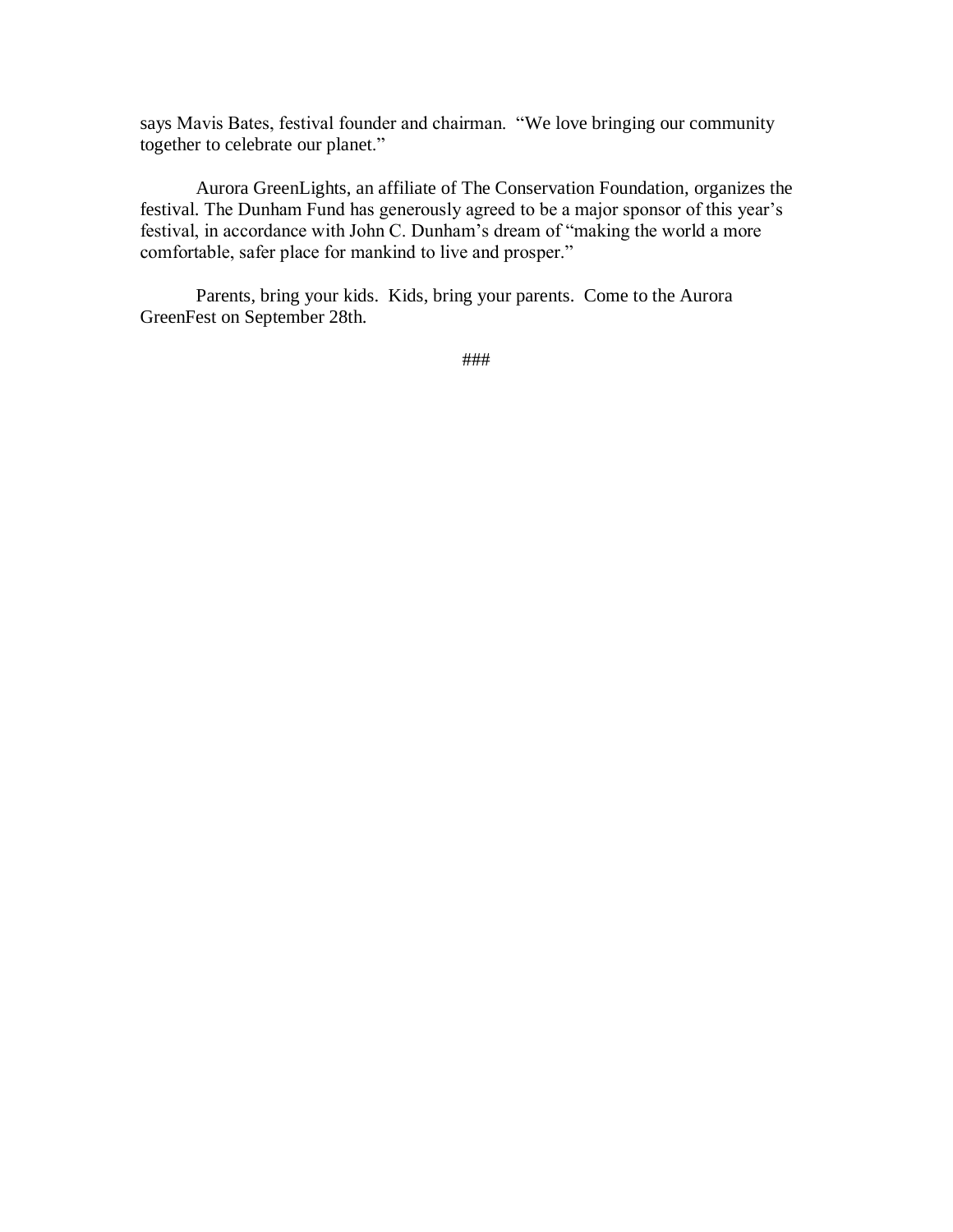says Mavis Bates, festival founder and chairman. "We love bringing our community together to celebrate our planet."

Aurora GreenLights, an affiliate of The Conservation Foundation, organizes the festival. The Dunham Fund has generously agreed to be a major sponsor of this year's festival, in accordance with John C. Dunham's dream of "making the world a more comfortable, safer place for mankind to live and prosper."

Parents, bring your kids. Kids, bring your parents. Come to the Aurora GreenFest on September 28th.

###